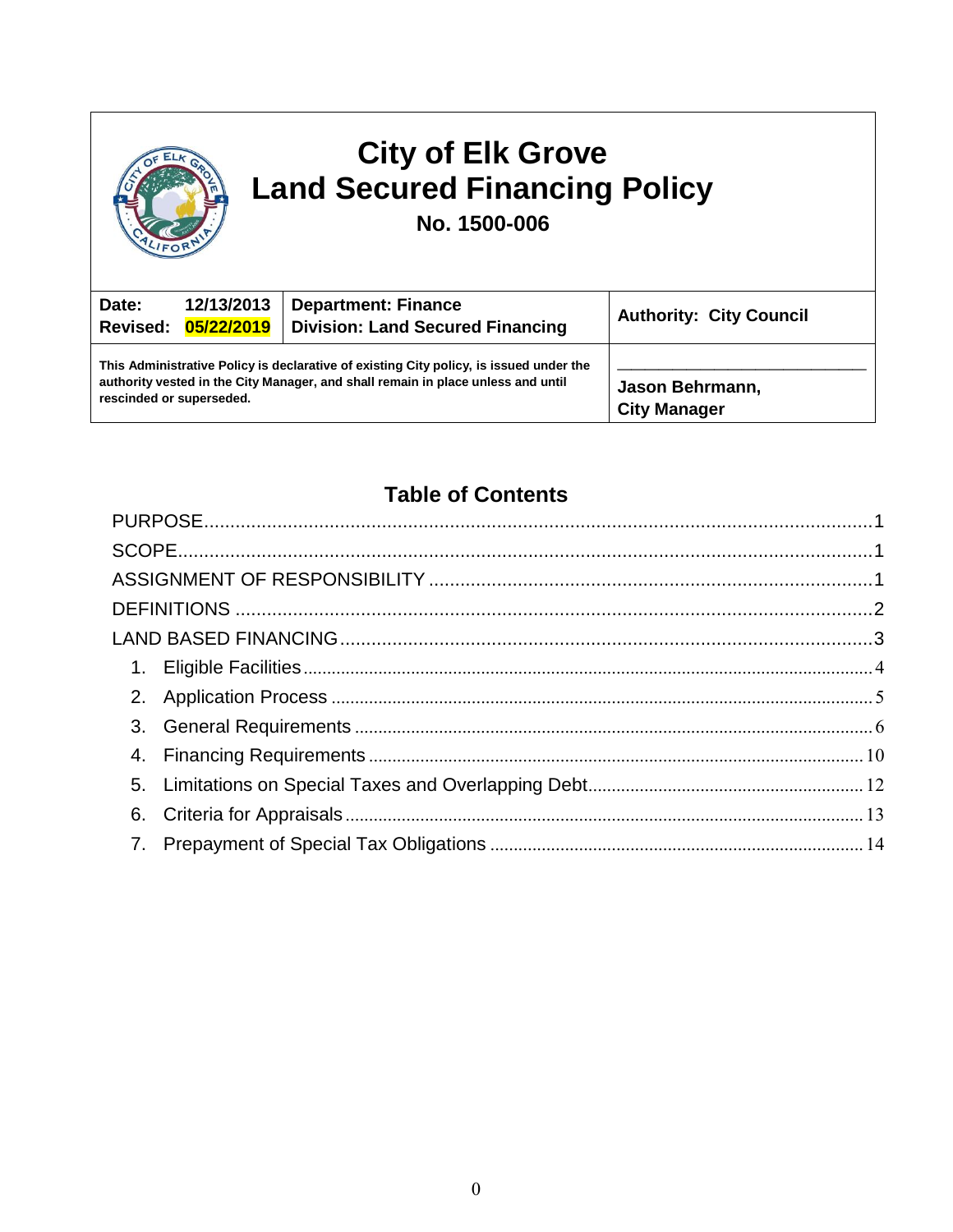# City of Elk Grove
# Land Secured Financing Policy
## No. 1500-006

| Date: 12/13/2013<br>Revised: 05/22/2019 | Department: Finance<br>Division: Land Secured Financing | Authority: City Council |
|---|---|---|
| This Administrative Policy is declarative of existing City policy, is issued under the authority vested in the City Manager, and shall remain in place unless and until rescinded or superseded. | | \_\_\_\_\_\_\_\_\_\_\_\_\_\_\_\_\_\_\_\_\_\_\_\_\_\_\_\_<br>Jason Behrmann,<br>City Manager |

## Table of Contents

PURPOSE....1
SCOPE....1
ASSIGNMENT OF RESPONSIBILITY....1
DEFINITIONS....2
LAND BASED FINANCING....3
1. Eligible Facilities....4
2. Application Process....5
3. General Requirements....6
4. Financing Requirements....10
5. Limitations on Special Taxes and Overlapping Debt....12
6. Criteria for Appraisals....13
7. Prepayment of Special Tax Obligations....14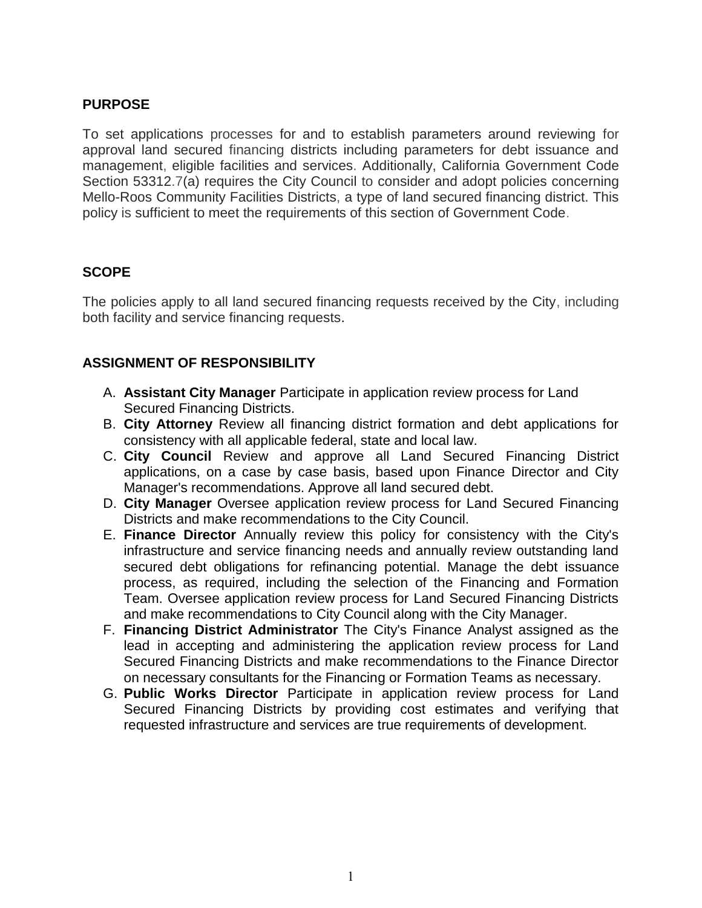## PURPOSE

To set applications processes for and to establish parameters around reviewing for approval land secured financing districts including parameters for debt issuance and management, eligible facilities and services. Additionally, California Government Code Section 53312.7(a) requires the City Council to consider and adopt policies concerning Mello-Roos Community Facilities Districts, a type of land secured financing district. This policy is sufficient to meet the requirements of this section of Government Code.

## SCOPE

The policies apply to all land secured financing requests received by the City, including both facility and service financing requests.

## ASSIGNMENT OF RESPONSIBILITY

A. **Assistant City Manager** Participate in application review process for Land Secured Financing Districts.
B. **City Attorney** Review all financing district formation and debt applications for consistency with all applicable federal, state and local law.
C. **City Council** Review and approve all Land Secured Financing District applications, on a case by case basis, based upon Finance Director and City Manager's recommendations. Approve all land secured debt.
D. **City Manager** Oversee application review process for Land Secured Financing Districts and make recommendations to the City Council.
E. **Finance Director** Annually review this policy for consistency with the City's infrastructure and service financing needs and annually review outstanding land secured debt obligations for refinancing potential. Manage the debt issuance process, as required, including the selection of the Financing and Formation Team. Oversee application review process for Land Secured Financing Districts and make recommendations to City Council along with the City Manager.
F. **Financing District Administrator** The City's Finance Analyst assigned as the lead in accepting and administering the application review process for Land Secured Financing Districts and make recommendations to the Finance Director on necessary consultants for the Financing or Formation Teams as necessary.
G. **Public Works Director** Participate in application review process for Land Secured Financing Districts by providing cost estimates and verifying that requested infrastructure and services are true requirements of development.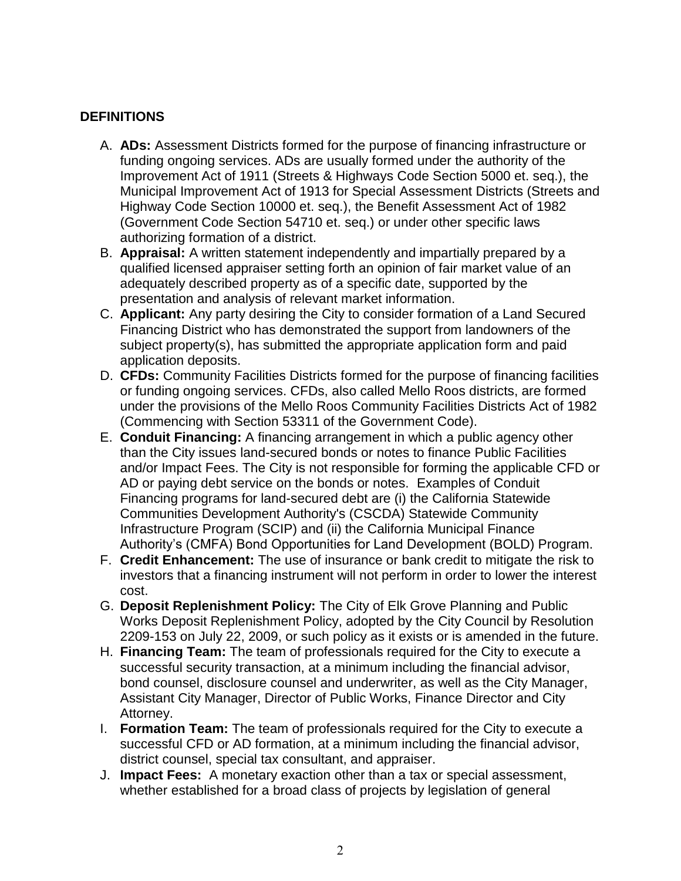## DEFINITIONS

A. **ADs:** Assessment Districts formed for the purpose of financing infrastructure or funding ongoing services. ADs are usually formed under the authority of the Improvement Act of 1911 (Streets & Highways Code Section 5000 et. seq.), the Municipal Improvement Act of 1913 for Special Assessment Districts (Streets and Highway Code Section 10000 et. seq.), the Benefit Assessment Act of 1982 (Government Code Section 54710 et. seq.) or under other specific laws authorizing formation of a district.

B. **Appraisal:** A written statement independently and impartially prepared by a qualified licensed appraiser setting forth an opinion of fair market value of an adequately described property as of a specific date, supported by the presentation and analysis of relevant market information.

C. **Applicant:** Any party desiring the City to consider formation of a Land Secured Financing District who has demonstrated the support from landowners of the subject property(s), has submitted the appropriate application form and paid application deposits.

D. **CFDs:** Community Facilities Districts formed for the purpose of financing facilities or funding ongoing services. CFDs, also called Mello Roos districts, are formed under the provisions of the Mello Roos Community Facilities Districts Act of 1982 (Commencing with Section 53311 of the Government Code).

E. **Conduit Financing:** A financing arrangement in which a public agency other than the City issues land-secured bonds or notes to finance Public Facilities and/or Impact Fees. The City is not responsible for forming the applicable CFD or AD or paying debt service on the bonds or notes. Examples of Conduit Financing programs for land-secured debt are (i) the California Statewide Communities Development Authority's (CSCDA) Statewide Community Infrastructure Program (SCIP) and (ii) the California Municipal Finance Authority's (CMFA) Bond Opportunities for Land Development (BOLD) Program.

F. **Credit Enhancement:** The use of insurance or bank credit to mitigate the risk to investors that a financing instrument will not perform in order to lower the interest cost.

G. **Deposit Replenishment Policy:** The City of Elk Grove Planning and Public Works Deposit Replenishment Policy, adopted by the City Council by Resolution 2209-153 on July 22, 2009, or such policy as it exists or is amended in the future.

H. **Financing Team:** The team of professionals required for the City to execute a successful security transaction, at a minimum including the financial advisor, bond counsel, disclosure counsel and underwriter, as well as the City Manager, Assistant City Manager, Director of Public Works, Finance Director and City Attorney.

I. **Formation Team:** The team of professionals required for the City to execute a successful CFD or AD formation, at a minimum including the financial advisor, district counsel, special tax consultant, and appraiser.

J. **Impact Fees:** A monetary exaction other than a tax or special assessment, whether established for a broad class of projects by legislation of general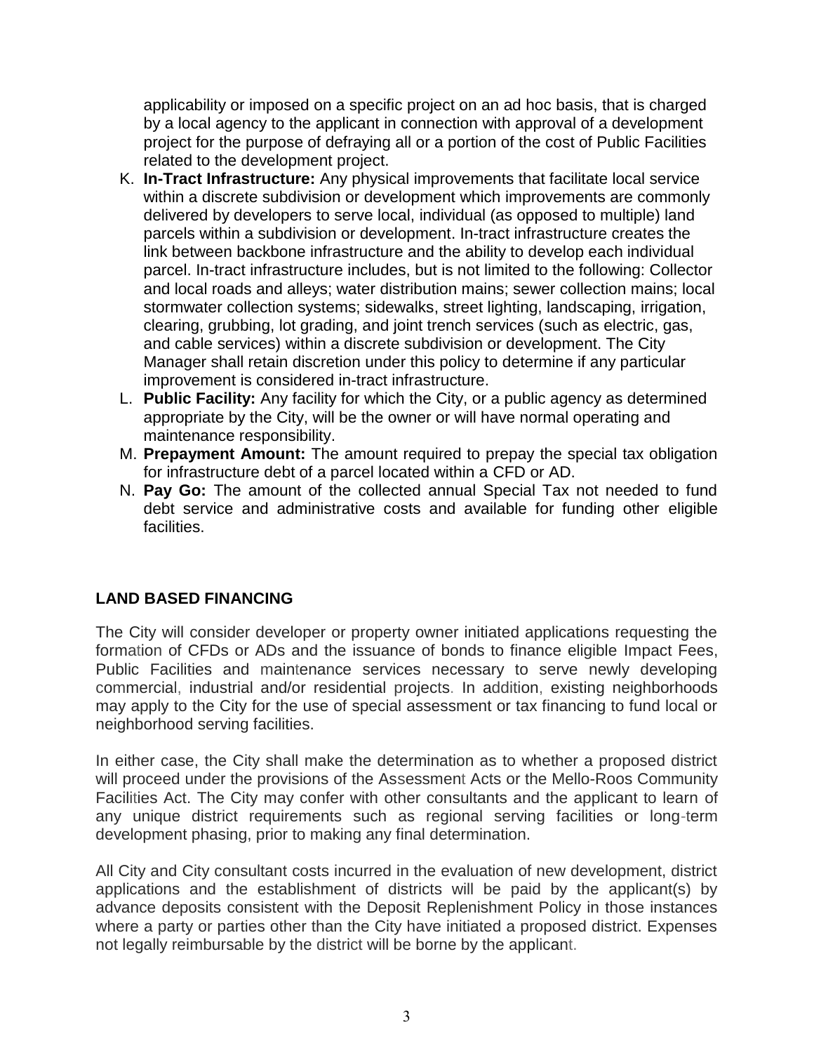applicability or imposed on a specific project on an ad hoc basis, that is charged by a local agency to the applicant in connection with approval of a development project for the purpose of defraying all or a portion of the cost of Public Facilities related to the development project.

K. **In-Tract Infrastructure:** Any physical improvements that facilitate local service within a discrete subdivision or development which improvements are commonly delivered by developers to serve local, individual (as opposed to multiple) land parcels within a subdivision or development. In-tract infrastructure creates the link between backbone infrastructure and the ability to develop each individual parcel. In-tract infrastructure includes, but is not limited to the following: Collector and local roads and alleys; water distribution mains; sewer collection mains; local stormwater collection systems; sidewalks, street lighting, landscaping, irrigation, clearing, grubbing, lot grading, and joint trench services (such as electric, gas, and cable services) within a discrete subdivision or development. The City Manager shall retain discretion under this policy to determine if any particular improvement is considered in-tract infrastructure.
L. **Public Facility:** Any facility for which the City, or a public agency as determined appropriate by the City, will be the owner or will have normal operating and maintenance responsibility.
M. **Prepayment Amount:** The amount required to prepay the special tax obligation for infrastructure debt of a parcel located within a CFD or AD.
N. **Pay Go:** The amount of the collected annual Special Tax not needed to fund debt service and administrative costs and available for funding other eligible facilities.

## LAND BASED FINANCING

The City will consider developer or property owner initiated applications requesting the formation of CFDs or ADs and the issuance of bonds to finance eligible Impact Fees, Public Facilities and maintenance services necessary to serve newly developing commercial, industrial and/or residential projects. In addition, existing neighborhoods may apply to the City for the use of special assessment or tax financing to fund local or neighborhood serving facilities.

In either case, the City shall make the determination as to whether a proposed district will proceed under the provisions of the Assessment Acts or the Mello-Roos Community Facilities Act. The City may confer with other consultants and the applicant to learn of any unique district requirements such as regional serving facilities or long-term development phasing, prior to making any final determination.

All City and City consultant costs incurred in the evaluation of new development, district applications and the establishment of districts will be paid by the applicant(s) by advance deposits consistent with the Deposit Replenishment Policy in those instances where a party or parties other than the City have initiated a proposed district. Expenses not legally reimbursable by the district will be borne by the applicant.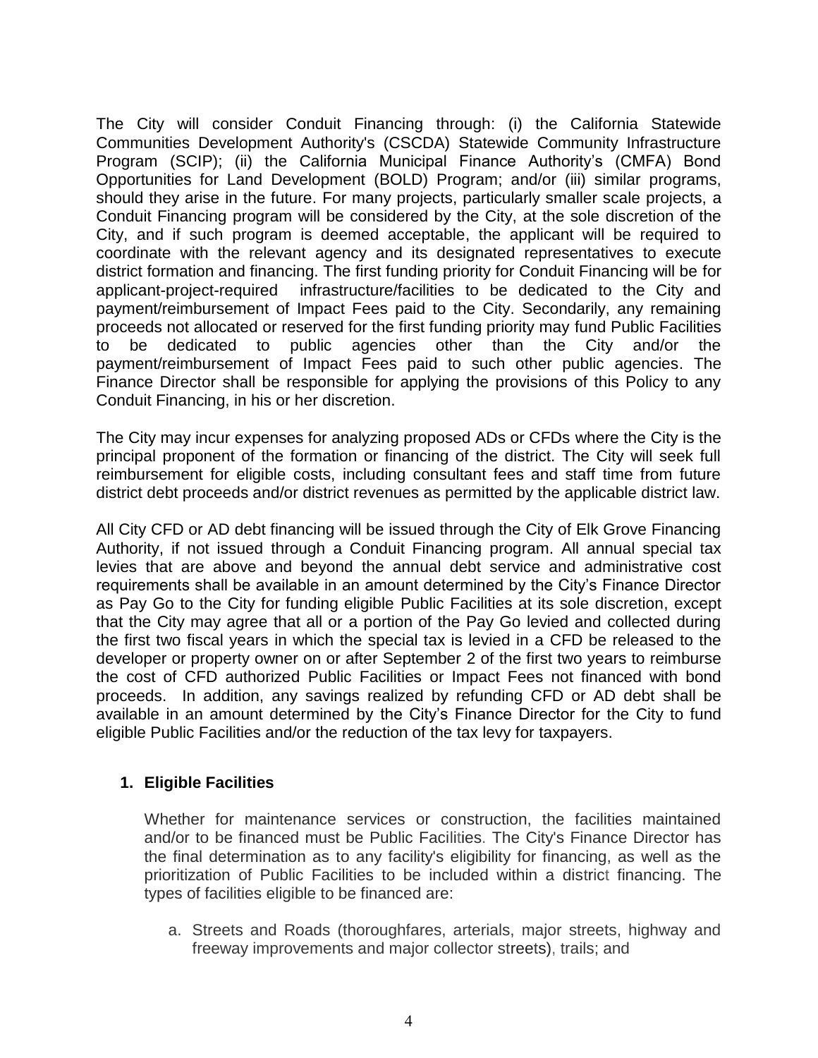The City will consider Conduit Financing through: (i) the California Statewide Communities Development Authority's (CSCDA) Statewide Community Infrastructure Program (SCIP); (ii) the California Municipal Finance Authority's (CMFA) Bond Opportunities for Land Development (BOLD) Program; and/or (iii) similar programs, should they arise in the future. For many projects, particularly smaller scale projects, a Conduit Financing program will be considered by the City, at the sole discretion of the City, and if such program is deemed acceptable, the applicant will be required to coordinate with the relevant agency and its designated representatives to execute district formation and financing. The first funding priority for Conduit Financing will be for applicant-project-required infrastructure/facilities to be dedicated to the City and payment/reimbursement of Impact Fees paid to the City. Secondarily, any remaining proceeds not allocated or reserved for the first funding priority may fund Public Facilities to be dedicated to public agencies other than the City and/or the payment/reimbursement of Impact Fees paid to such other public agencies. The Finance Director shall be responsible for applying the provisions of this Policy to any Conduit Financing, in his or her discretion.

The City may incur expenses for analyzing proposed ADs or CFDs where the City is the principal proponent of the formation or financing of the district. The City will seek full reimbursement for eligible costs, including consultant fees and staff time from future district debt proceeds and/or district revenues as permitted by the applicable district law.

All City CFD or AD debt financing will be issued through the City of Elk Grove Financing Authority, if not issued through a Conduit Financing program. All annual special tax levies that are above and beyond the annual debt service and administrative cost requirements shall be available in an amount determined by the City's Finance Director as Pay Go to the City for funding eligible Public Facilities at its sole discretion, except that the City may agree that all or a portion of the Pay Go levied and collected during the first two fiscal years in which the special tax is levied in a CFD be released to the developer or property owner on or after September 2 of the first two years to reimburse the cost of CFD authorized Public Facilities or Impact Fees not financed with bond proceeds. In addition, any savings realized by refunding CFD or AD debt shall be available in an amount determined by the City's Finance Director for the City to fund eligible Public Facilities and/or the reduction of the tax levy for taxpayers.

### 1. Eligible Facilities

Whether for maintenance services or construction, the facilities maintained and/or to be financed must be Public Facilities. The City's Finance Director has the final determination as to any facility's eligibility for financing, as well as the prioritization of Public Facilities to be included within a district financing. The types of facilities eligible to be financed are:

a. Streets and Roads (thoroughfares, arterials, major streets, highway and freeway improvements and major collector streets), trails; and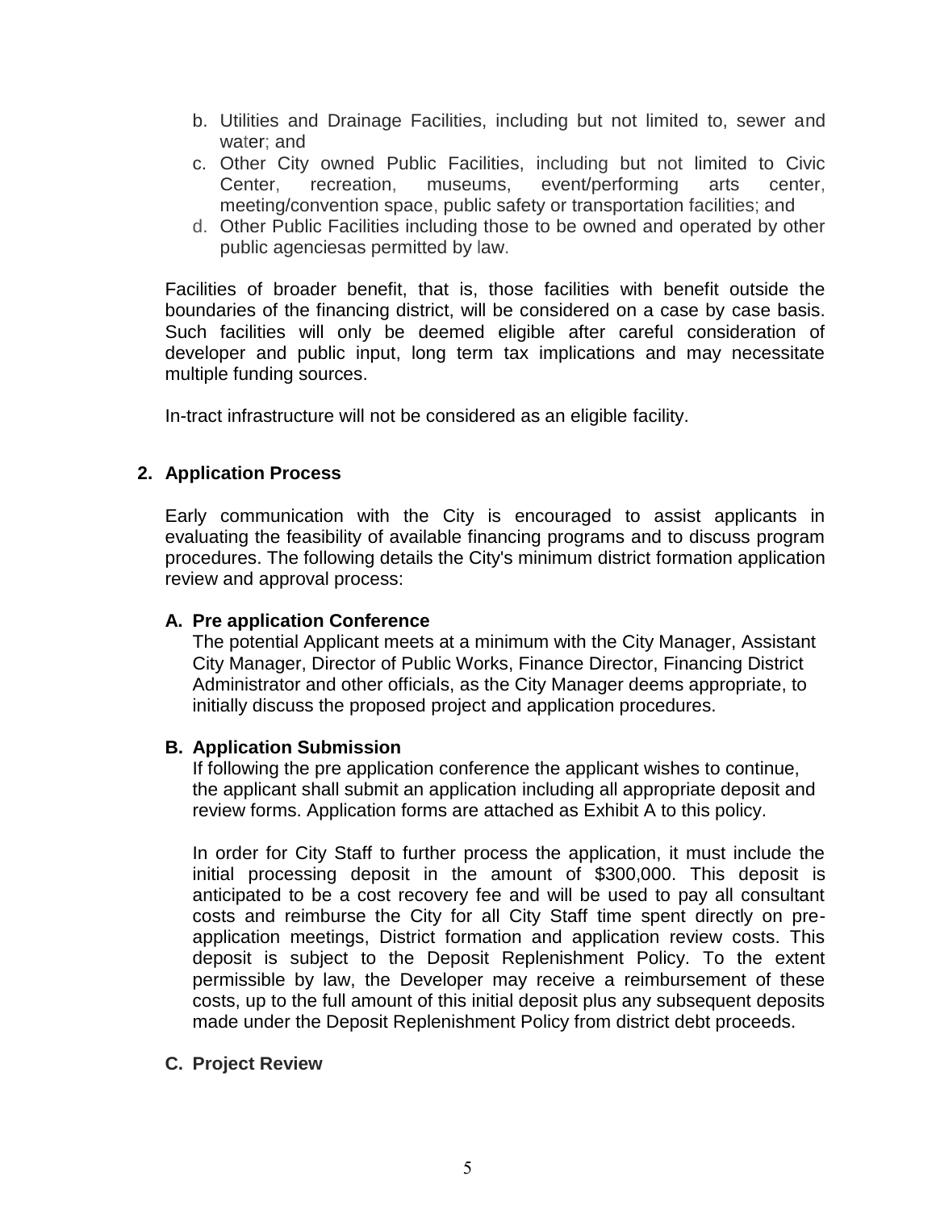b. Utilities and Drainage Facilities, including but not limited to, sewer and water; and
c. Other City owned Public Facilities, including but not limited to Civic Center, recreation, museums, event/performing arts center, meeting/convention space, public safety or transportation facilities; and
d. Other Public Facilities including those to be owned and operated by other public agenciesas permitted by law.

Facilities of broader benefit, that is, those facilities with benefit outside the boundaries of the financing district, will be considered on a case by case basis. Such facilities will only be deemed eligible after careful consideration of developer and public input, long term tax implications and may necessitate multiple funding sources.

In-tract infrastructure will not be considered as an eligible facility.

## 2. Application Process

Early communication with the City is encouraged to assist applicants in evaluating the feasibility of available financing programs and to discuss program procedures. The following details the City's minimum district formation application review and approval process:

### A. Pre application Conference

The potential Applicant meets at a minimum with the City Manager, Assistant City Manager, Director of Public Works, Finance Director, Financing District Administrator and other officials, as the City Manager deems appropriate, to initially discuss the proposed project and application procedures.

### B. Application Submission

If following the pre application conference the applicant wishes to continue, the applicant shall submit an application including all appropriate deposit and review forms. Application forms are attached as Exhibit A to this policy.

In order for City Staff to further process the application, it must include the initial processing deposit in the amount of $300,000. This deposit is anticipated to be a cost recovery fee and will be used to pay all consultant costs and reimburse the City for all City Staff time spent directly on pre-application meetings, District formation and application review costs. This deposit is subject to the Deposit Replenishment Policy. To the extent permissible by law, the Developer may receive a reimbursement of these costs, up to the full amount of this initial deposit plus any subsequent deposits made under the Deposit Replenishment Policy from district debt proceeds.

### C. Project Review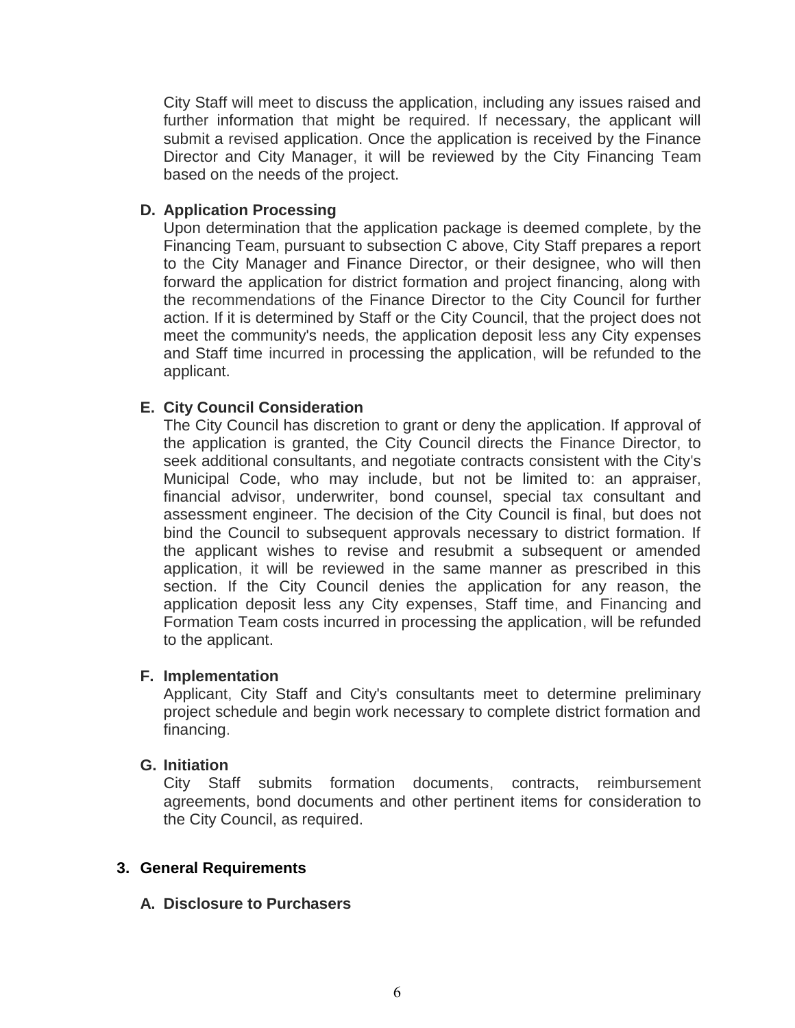City Staff will meet to discuss the application, including any issues raised and further information that might be required. If necessary, the applicant will submit a revised application. Once the application is received by the Finance Director and City Manager, it will be reviewed by the City Financing Team based on the needs of the project.

**D. Application Processing**

Upon determination that the application package is deemed complete, by the Financing Team, pursuant to subsection C above, City Staff prepares a report to the City Manager and Finance Director, or their designee, who will then forward the application for district formation and project financing, along with the recommendations of the Finance Director to the City Council for further action. If it is determined by Staff or the City Council, that the project does not meet the community's needs, the application deposit less any City expenses and Staff time incurred in processing the application, will be refunded to the applicant.

**E. City Council Consideration**

The City Council has discretion to grant or deny the application. If approval of the application is granted, the City Council directs the Finance Director, to seek additional consultants, and negotiate contracts consistent with the City's Municipal Code, who may include, but not be limited to: an appraiser, financial advisor, underwriter, bond counsel, special tax consultant and assessment engineer. The decision of the City Council is final, but does not bind the Council to subsequent approvals necessary to district formation. If the applicant wishes to revise and resubmit a subsequent or amended application, it will be reviewed in the same manner as prescribed in this section. If the City Council denies the application for any reason, the application deposit less any City expenses, Staff time, and Financing and Formation Team costs incurred in processing the application, will be refunded to the applicant.

**F. Implementation**

Applicant, City Staff and City's consultants meet to determine preliminary project schedule and begin work necessary to complete district formation and financing.

**G. Initiation**

City Staff submits formation documents, contracts, reimbursement agreements, bond documents and other pertinent items for consideration to the City Council, as required.

**3. General Requirements**

**A. Disclosure to Purchasers**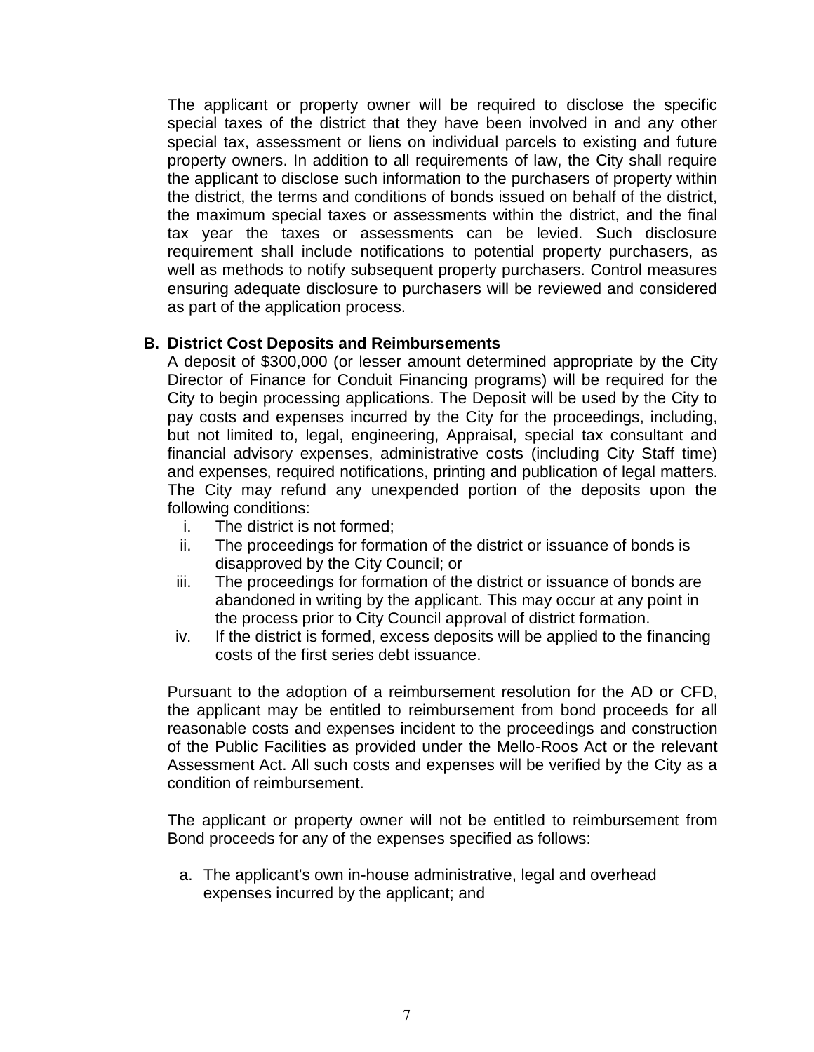The applicant or property owner will be required to disclose the specific special taxes of the district that they have been involved in and any other special tax, assessment or liens on individual parcels to existing and future property owners. In addition to all requirements of law, the City shall require the applicant to disclose such information to the purchasers of property within the district, the terms and conditions of bonds issued on behalf of the district, the maximum special taxes or assessments within the district, and the final tax year the taxes or assessments can be levied. Such disclosure requirement shall include notifications to potential property purchasers, as well as methods to notify subsequent property purchasers. Control measures ensuring adequate disclosure to purchasers will be reviewed and considered as part of the application process.

**B. District Cost Deposits and Reimbursements**

A deposit of $300,000 (or lesser amount determined appropriate by the City Director of Finance for Conduit Financing programs) will be required for the City to begin processing applications. The Deposit will be used by the City to pay costs and expenses incurred by the City for the proceedings, including, but not limited to, legal, engineering, Appraisal, special tax consultant and financial advisory expenses, administrative costs (including City Staff time) and expenses, required notifications, printing and publication of legal matters. The City may refund any unexpended portion of the deposits upon the following conditions:

i. The district is not formed;
ii. The proceedings for formation of the district or issuance of bonds is disapproved by the City Council; or
iii. The proceedings for formation of the district or issuance of bonds are abandoned in writing by the applicant. This may occur at any point in the process prior to City Council approval of district formation.
iv. If the district is formed, excess deposits will be applied to the financing costs of the first series debt issuance.

Pursuant to the adoption of a reimbursement resolution for the AD or CFD, the applicant may be entitled to reimbursement from bond proceeds for all reasonable costs and expenses incident to the proceedings and construction of the Public Facilities as provided under the Mello-Roos Act or the relevant Assessment Act. All such costs and expenses will be verified by the City as a condition of reimbursement.

The applicant or property owner will not be entitled to reimbursement from Bond proceeds for any of the expenses specified as follows:

a. The applicant's own in-house administrative, legal and overhead expenses incurred by the applicant; and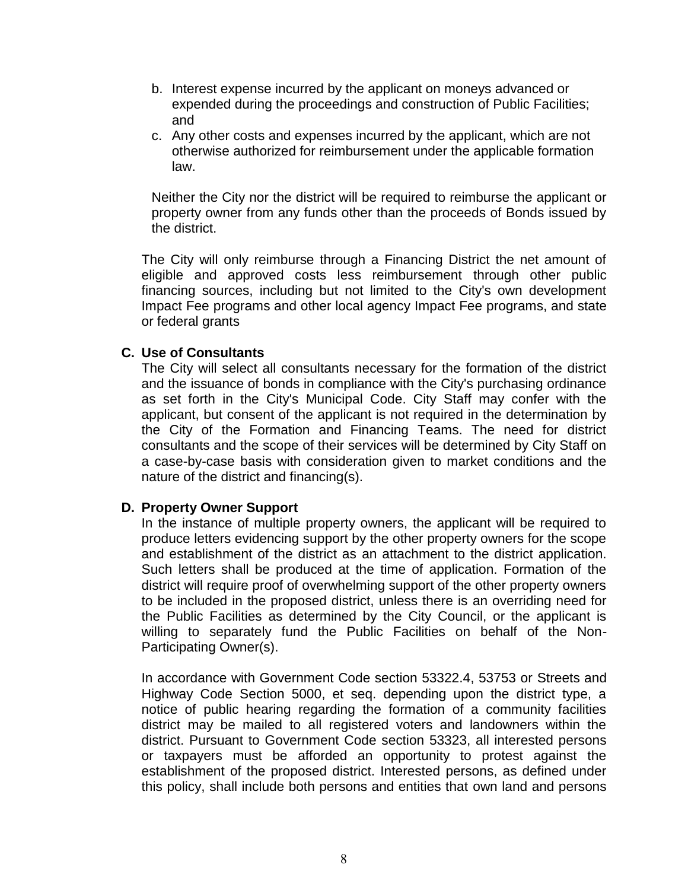b. Interest expense incurred by the applicant on moneys advanced or expended during the proceedings and construction of Public Facilities; and
c. Any other costs and expenses incurred by the applicant, which are not otherwise authorized for reimbursement under the applicable formation law.

Neither the City nor the district will be required to reimburse the applicant or property owner from any funds other than the proceeds of Bonds issued by the district.

The City will only reimburse through a Financing District the net amount of eligible and approved costs less reimbursement through other public financing sources, including but not limited to the City's own development Impact Fee programs and other local agency Impact Fee programs, and state or federal grants

**C. Use of Consultants**

The City will select all consultants necessary for the formation of the district and the issuance of bonds in compliance with the City's purchasing ordinance as set forth in the City's Municipal Code. City Staff may confer with the applicant, but consent of the applicant is not required in the determination by the City of the Formation and Financing Teams. The need for district consultants and the scope of their services will be determined by City Staff on a case-by-case basis with consideration given to market conditions and the nature of the district and financing(s).

**D. Property Owner Support**

In the instance of multiple property owners, the applicant will be required to produce letters evidencing support by the other property owners for the scope and establishment of the district as an attachment to the district application. Such letters shall be produced at the time of application. Formation of the district will require proof of overwhelming support of the other property owners to be included in the proposed district, unless there is an overriding need for the Public Facilities as determined by the City Council, or the applicant is willing to separately fund the Public Facilities on behalf of the Non-Participating Owner(s).

In accordance with Government Code section 53322.4, 53753 or Streets and Highway Code Section 5000, et seq. depending upon the district type, a notice of public hearing regarding the formation of a community facilities district may be mailed to all registered voters and landowners within the district. Pursuant to Government Code section 53323, all interested persons or taxpayers must be afforded an opportunity to protest against the establishment of the proposed district. Interested persons, as defined under this policy, shall include both persons and entities that own land and persons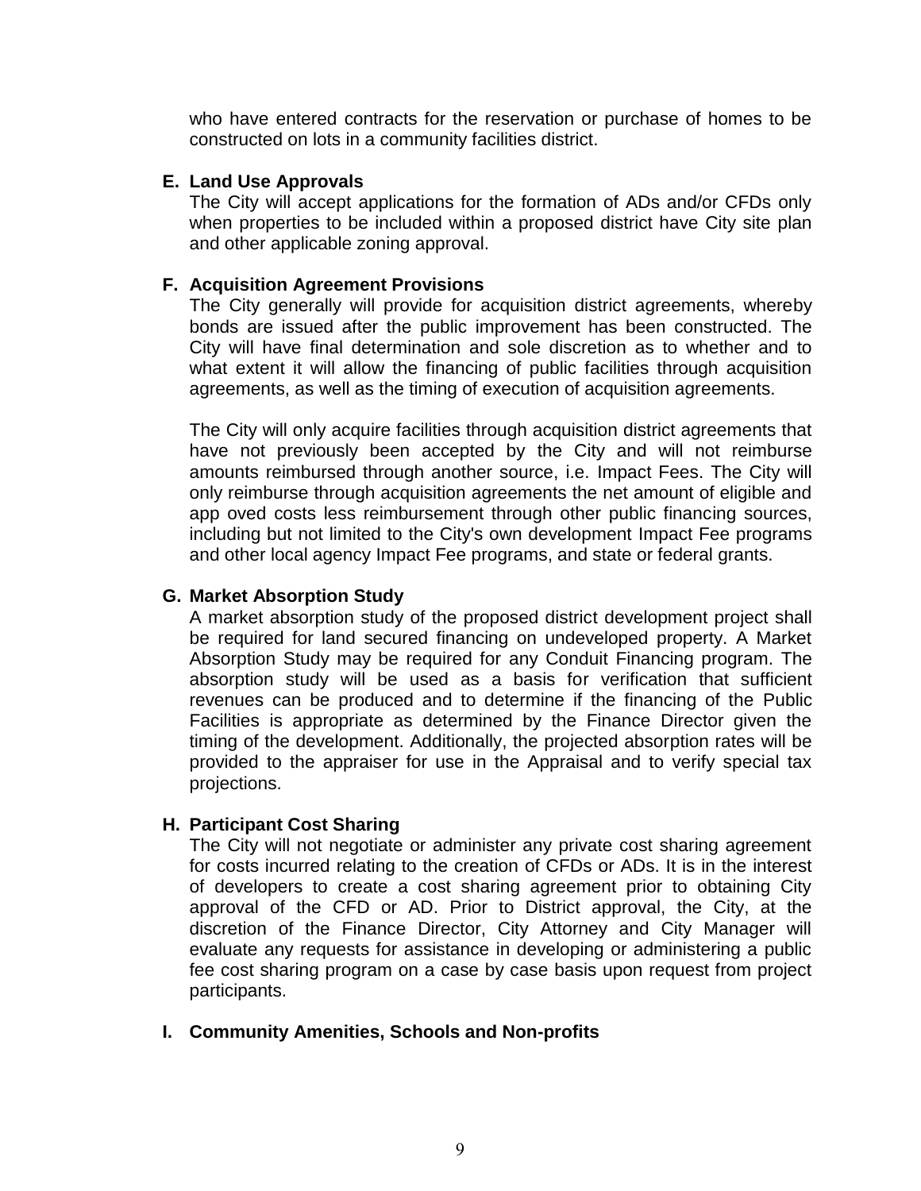who have entered contracts for the reservation or purchase of homes to be constructed on lots in a community facilities district.

**E. Land Use Approvals**

The City will accept applications for the formation of ADs and/or CFDs only when properties to be included within a proposed district have City site plan and other applicable zoning approval.

**F. Acquisition Agreement Provisions**

The City generally will provide for acquisition district agreements, whereby bonds are issued after the public improvement has been constructed. The City will have final determination and sole discretion as to whether and to what extent it will allow the financing of public facilities through acquisition agreements, as well as the timing of execution of acquisition agreements.

The City will only acquire facilities through acquisition district agreements that have not previously been accepted by the City and will not reimburse amounts reimbursed through another source, i.e. Impact Fees. The City will only reimburse through acquisition agreements the net amount of eligible and app oved costs less reimbursement through other public financing sources, including but not limited to the City's own development Impact Fee programs and other local agency Impact Fee programs, and state or federal grants.

**G. Market Absorption Study**

A market absorption study of the proposed district development project shall be required for land secured financing on undeveloped property. A Market Absorption Study may be required for any Conduit Financing program. The absorption study will be used as a basis for verification that sufficient revenues can be produced and to determine if the financing of the Public Facilities is appropriate as determined by the Finance Director given the timing of the development. Additionally, the projected absorption rates will be provided to the appraiser for use in the Appraisal and to verify special tax projections.

**H. Participant Cost Sharing**

The City will not negotiate or administer any private cost sharing agreement for costs incurred relating to the creation of CFDs or ADs. It is in the interest of developers to create a cost sharing agreement prior to obtaining City approval of the CFD or AD. Prior to District approval, the City, at the discretion of the Finance Director, City Attorney and City Manager will evaluate any requests for assistance in developing or administering a public fee cost sharing program on a case by case basis upon request from project participants.

**I. Community Amenities, Schools and Non-profits**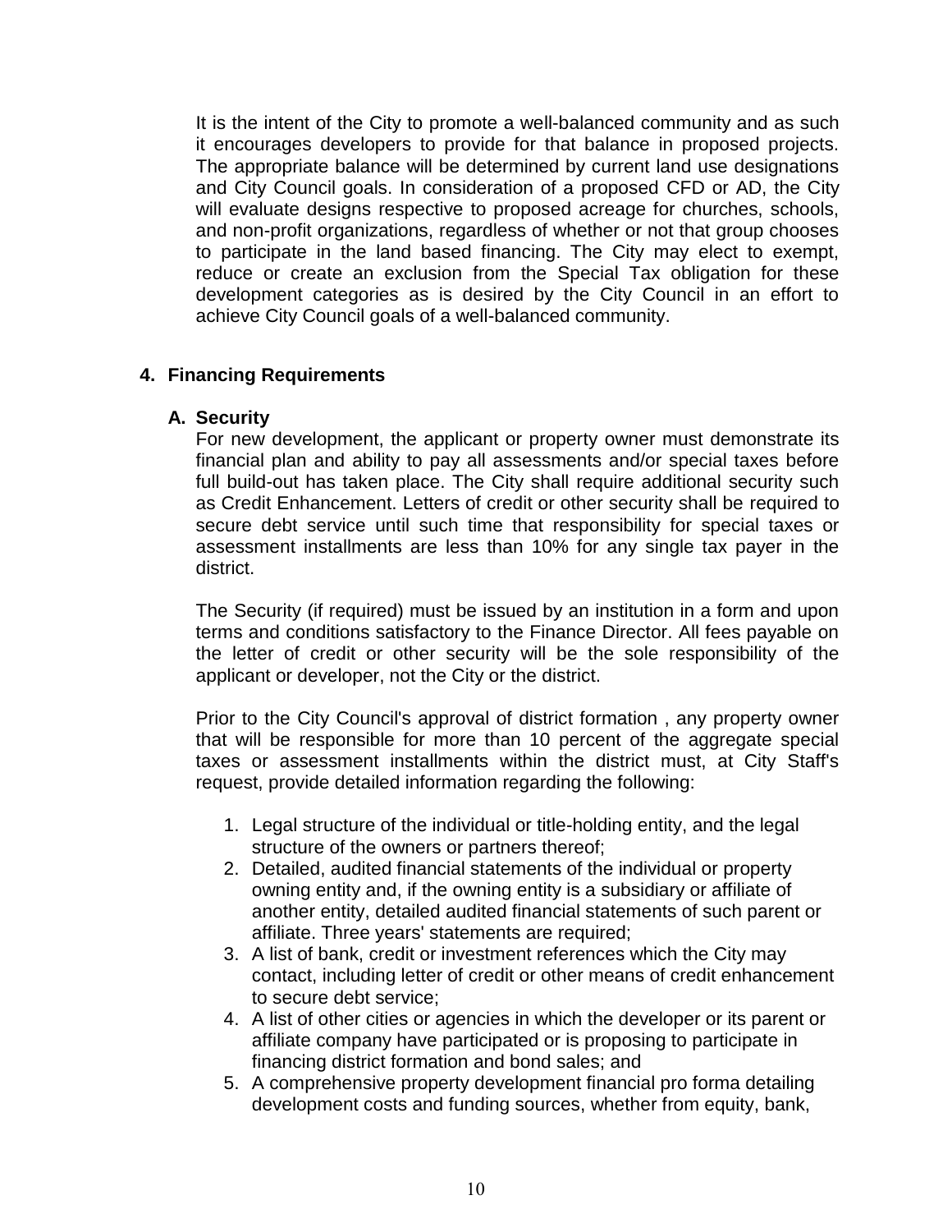It is the intent of the City to promote a well-balanced community and as such it encourages developers to provide for that balance in proposed projects. The appropriate balance will be determined by current land use designations and City Council goals. In consideration of a proposed CFD or AD, the City will evaluate designs respective to proposed acreage for churches, schools, and non-profit organizations, regardless of whether or not that group chooses to participate in the land based financing. The City may elect to exempt, reduce or create an exclusion from the Special Tax obligation for these development categories as is desired by the City Council in an effort to achieve City Council goals of a well-balanced community.

## 4. Financing Requirements

### A. Security

For new development, the applicant or property owner must demonstrate its financial plan and ability to pay all assessments and/or special taxes before full build-out has taken place. The City shall require additional security such as Credit Enhancement. Letters of credit or other security shall be required to secure debt service until such time that responsibility for special taxes or assessment installments are less than 10% for any single tax payer in the district.

The Security (if required) must be issued by an institution in a form and upon terms and conditions satisfactory to the Finance Director. All fees payable on the letter of credit or other security will be the sole responsibility of the applicant or developer, not the City or the district.

Prior to the City Council's approval of district formation , any property owner that will be responsible for more than 10 percent of the aggregate special taxes or assessment installments within the district must, at City Staff's request, provide detailed information regarding the following:

1. Legal structure of the individual or title-holding entity, and the legal structure of the owners or partners thereof;
2. Detailed, audited financial statements of the individual or property owning entity and, if the owning entity is a subsidiary or affiliate of another entity, detailed audited financial statements of such parent or affiliate. Three years' statements are required;
3. A list of bank, credit or investment references which the City may contact, including letter of credit or other means of credit enhancement to secure debt service;
4. A list of other cities or agencies in which the developer or its parent or affiliate company have participated or is proposing to participate in financing district formation and bond sales; and
5. A comprehensive property development financial pro forma detailing development costs and funding sources, whether from equity, bank,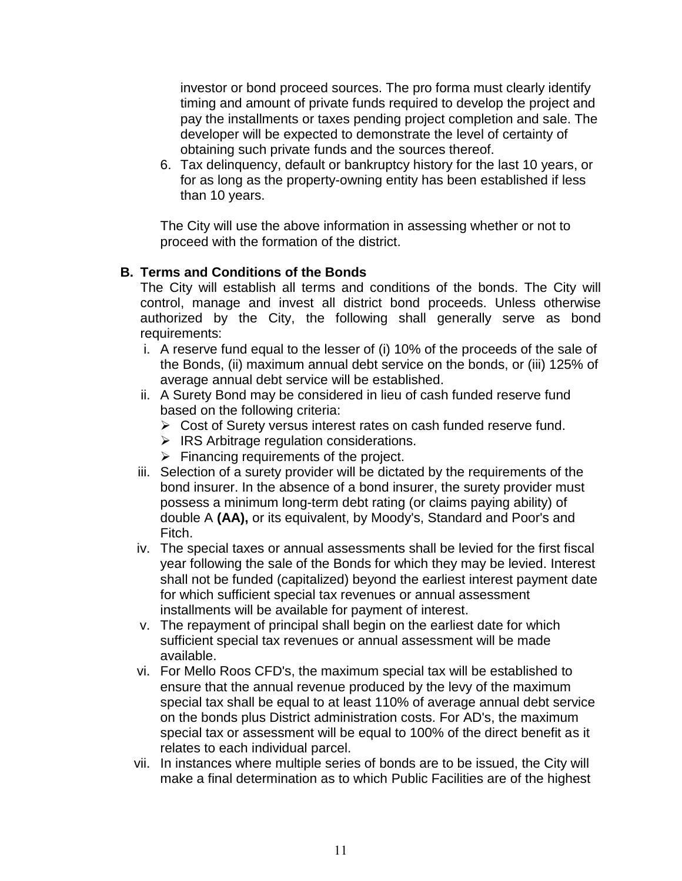investor or bond proceed sources. The pro forma must clearly identify timing and amount of private funds required to develop the project and pay the installments or taxes pending project completion and sale. The developer will be expected to demonstrate the level of certainty of obtaining such private funds and the sources thereof.

6. Tax delinquency, default or bankruptcy history for the last 10 years, or for as long as the property-owning entity has been established if less than 10 years.

The City will use the above information in assessing whether or not to proceed with the formation of the district.

**B. Terms and Conditions of the Bonds**

The City will establish all terms and conditions of the bonds. The City will control, manage and invest all district bond proceeds. Unless otherwise authorized by the City, the following shall generally serve as bond requirements:

i. A reserve fund equal to the lesser of (i) 10% of the proceeds of the sale of the Bonds, (ii) maximum annual debt service on the bonds, or (iii) 125% of average annual debt service will be established.

ii. A Surety Bond may be considered in lieu of cash funded reserve fund based on the following criteria:
   - Cost of Surety versus interest rates on cash funded reserve fund.
   - IRS Arbitrage regulation considerations.
   - Financing requirements of the project.

iii. Selection of a surety provider will be dictated by the requirements of the bond insurer. In the absence of a bond insurer, the surety provider must possess a minimum long-term debt rating (or claims paying ability) of double A **(AA),** or its equivalent, by Moody's, Standard and Poor's and Fitch.

iv. The special taxes or annual assessments shall be levied for the first fiscal year following the sale of the Bonds for which they may be levied. Interest shall not be funded (capitalized) beyond the earliest interest payment date for which sufficient special tax revenues or annual assessment installments will be available for payment of interest.

v. The repayment of principal shall begin on the earliest date for which sufficient special tax revenues or annual assessment will be made available.

vi. For Mello Roos CFD's, the maximum special tax will be established to ensure that the annual revenue produced by the levy of the maximum special tax shall be equal to at least 110% of average annual debt service on the bonds plus District administration costs. For AD's, the maximum special tax or assessment will be equal to 100% of the direct benefit as it relates to each individual parcel.

vii. In instances where multiple series of bonds are to be issued, the City will make a final determination as to which Public Facilities are of the highest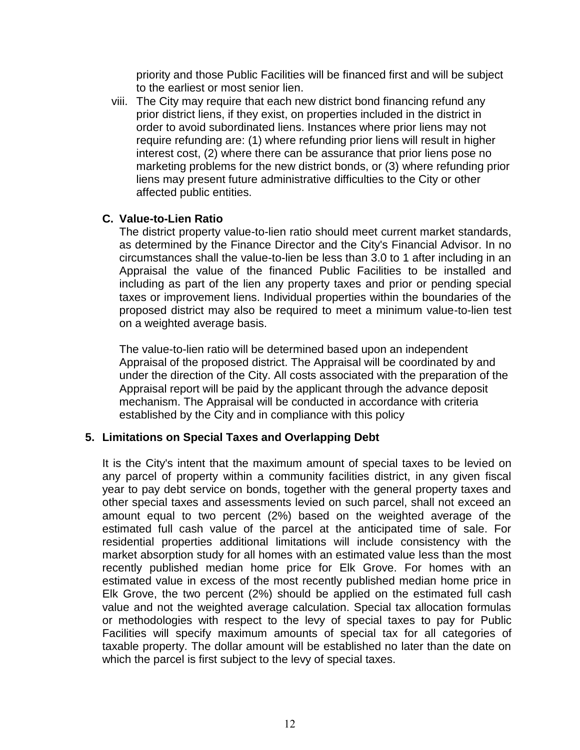priority and those Public Facilities will be financed first and will be subject to the earliest or most senior lien.

viii. The City may require that each new district bond financing refund any prior district liens, if they exist, on properties included in the district in order to avoid subordinated liens. Instances where prior liens may not require refunding are: (1) where refunding prior liens will result in higher interest cost, (2) where there can be assurance that prior liens pose no marketing problems for the new district bonds, or (3) where refunding prior liens may present future administrative difficulties to the City or other affected public entities.

**C. Value-to-Lien Ratio**

The district property value-to-lien ratio should meet current market standards, as determined by the Finance Director and the City's Financial Advisor. In no circumstances shall the value-to-lien be less than 3.0 to 1 after including in an Appraisal the value of the financed Public Facilities to be installed and including as part of the lien any property taxes and prior or pending special taxes or improvement liens. Individual properties within the boundaries of the proposed district may also be required to meet a minimum value-to-lien test on a weighted average basis.

The value-to-lien ratio will be determined based upon an independent Appraisal of the proposed district. The Appraisal will be coordinated by and under the direction of the City. All costs associated with the preparation of the Appraisal report will be paid by the applicant through the advance deposit mechanism. The Appraisal will be conducted in accordance with criteria established by the City and in compliance with this policy

**5. Limitations on Special Taxes and Overlapping Debt**

It is the City's intent that the maximum amount of special taxes to be levied on any parcel of property within a community facilities district, in any given fiscal year to pay debt service on bonds, together with the general property taxes and other special taxes and assessments levied on such parcel, shall not exceed an amount equal to two percent (2%) based on the weighted average of the estimated full cash value of the parcel at the anticipated time of sale. For residential properties additional limitations will include consistency with the market absorption study for all homes with an estimated value less than the most recently published median home price for Elk Grove. For homes with an estimated value in excess of the most recently published median home price in Elk Grove, the two percent (2%) should be applied on the estimated full cash value and not the weighted average calculation. Special tax allocation formulas or methodologies with respect to the levy of special taxes to pay for Public Facilities will specify maximum amounts of special tax for all categories of taxable property. The dollar amount will be established no later than the date on which the parcel is first subject to the levy of special taxes.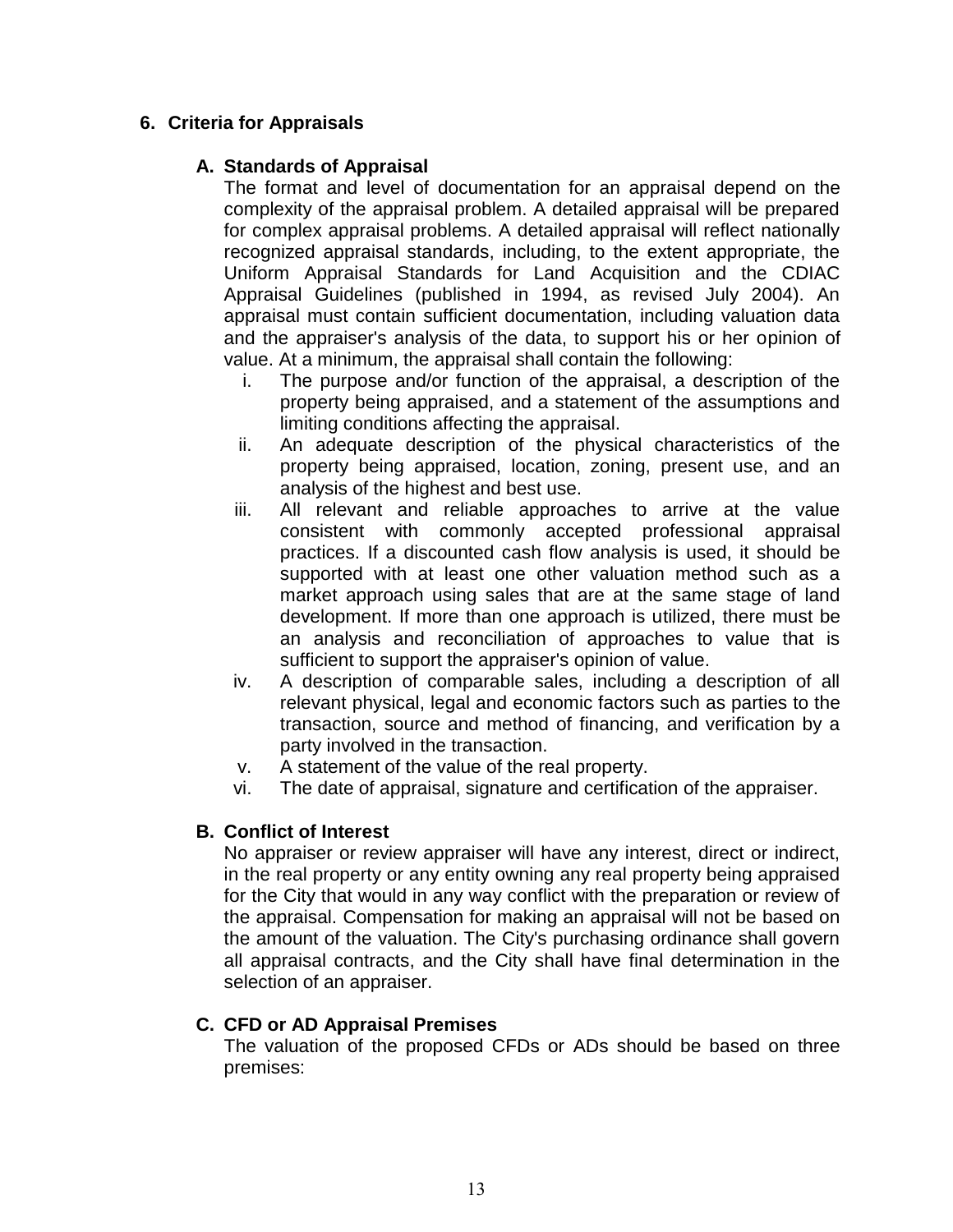## 6. Criteria for Appraisals

### A. Standards of Appraisal

The format and level of documentation for an appraisal depend on the complexity of the appraisal problem. A detailed appraisal will be prepared for complex appraisal problems. A detailed appraisal will reflect nationally recognized appraisal standards, including, to the extent appropriate, the Uniform Appraisal Standards for Land Acquisition and the CDIAC Appraisal Guidelines (published in 1994, as revised July 2004). An appraisal must contain sufficient documentation, including valuation data and the appraiser's analysis of the data, to support his or her opinion of value. At a minimum, the appraisal shall contain the following:

i. The purpose and/or function of the appraisal, a description of the property being appraised, and a statement of the assumptions and limiting conditions affecting the appraisal.
ii. An adequate description of the physical characteristics of the property being appraised, location, zoning, present use, and an analysis of the highest and best use.
iii. All relevant and reliable approaches to arrive at the value consistent with commonly accepted professional appraisal practices. If a discounted cash flow analysis is used, it should be supported with at least one other valuation method such as a market approach using sales that are at the same stage of land development. If more than one approach is utilized, there must be an analysis and reconciliation of approaches to value that is sufficient to support the appraiser's opinion of value.
iv. A description of comparable sales, including a description of all relevant physical, legal and economic factors such as parties to the transaction, source and method of financing, and verification by a party involved in the transaction.
v. A statement of the value of the real property.
vi. The date of appraisal, signature and certification of the appraiser.

### B. Conflict of Interest

No appraiser or review appraiser will have any interest, direct or indirect, in the real property or any entity owning any real property being appraised for the City that would in any way conflict with the preparation or review of the appraisal. Compensation for making an appraisal will not be based on the amount of the valuation. The City's purchasing ordinance shall govern all appraisal contracts, and the City shall have final determination in the selection of an appraiser.

### C. CFD or AD Appraisal Premises

The valuation of the proposed CFDs or ADs should be based on three premises: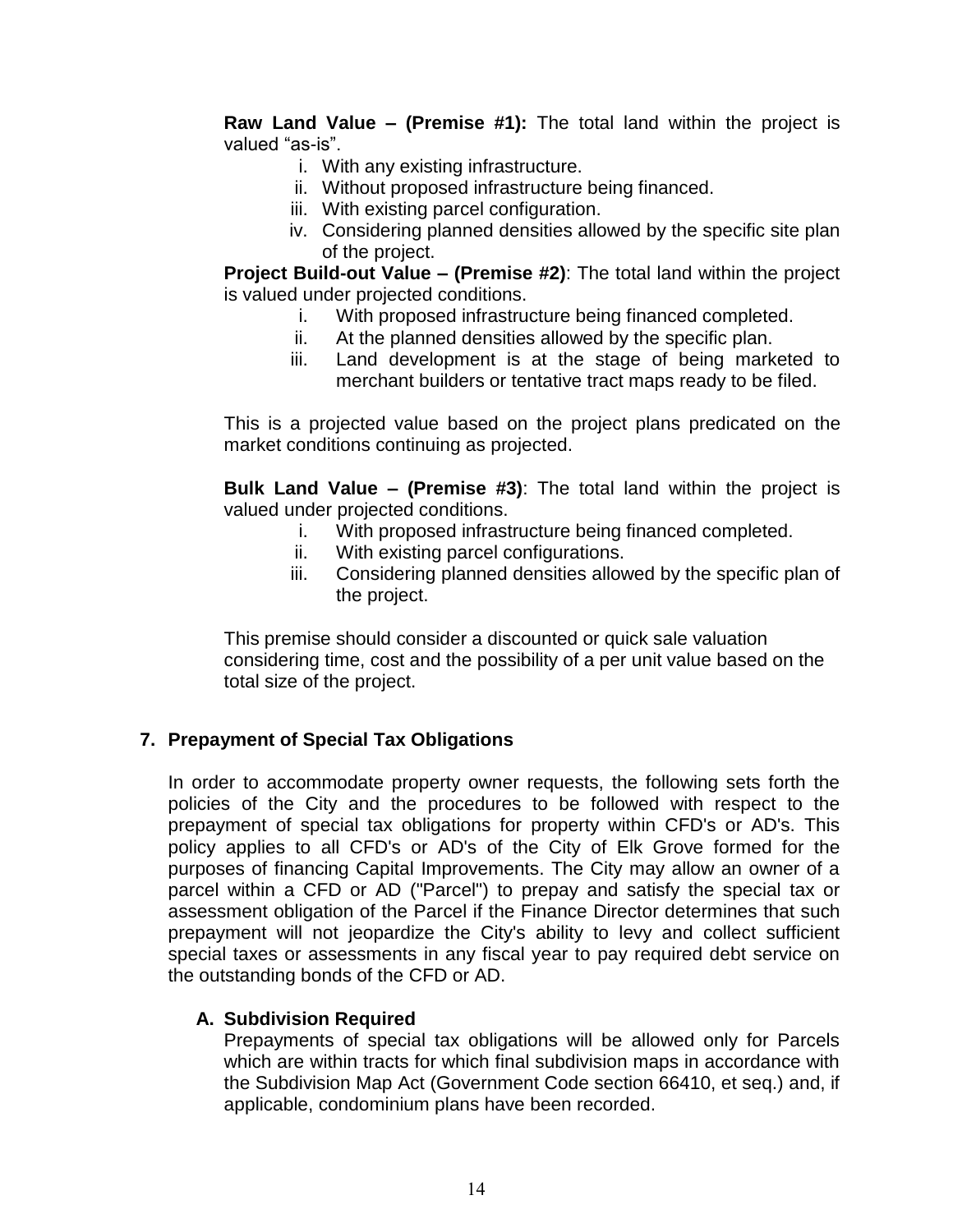**Raw Land Value – (Premise #1):** The total land within the project is valued "as-is".

i. With any existing infrastructure.
ii. Without proposed infrastructure being financed.
iii. With existing parcel configuration.
iv. Considering planned densities allowed by the specific site plan of the project.

**Project Build-out Value – (Premise #2)**: The total land within the project is valued under projected conditions.

i. With proposed infrastructure being financed completed.
ii. At the planned densities allowed by the specific plan.
iii. Land development is at the stage of being marketed to merchant builders or tentative tract maps ready to be filed.

This is a projected value based on the project plans predicated on the market conditions continuing as projected.

**Bulk Land Value – (Premise #3)**: The total land within the project is valued under projected conditions.

i. With proposed infrastructure being financed completed.
ii. With existing parcel configurations.
iii. Considering planned densities allowed by the specific plan of the project.

This premise should consider a discounted or quick sale valuation considering time, cost and the possibility of a per unit value based on the total size of the project.

## 7. Prepayment of Special Tax Obligations

In order to accommodate property owner requests, the following sets forth the policies of the City and the procedures to be followed with respect to the prepayment of special tax obligations for property within CFD's or AD's. This policy applies to all CFD's or AD's of the City of Elk Grove formed for the purposes of financing Capital Improvements. The City may allow an owner of a parcel within a CFD or AD ("Parcel") to prepay and satisfy the special tax or assessment obligation of the Parcel if the Finance Director determines that such prepayment will not jeopardize the City's ability to levy and collect sufficient special taxes or assessments in any fiscal year to pay required debt service on the outstanding bonds of the CFD or AD.

### A. Subdivision Required

Prepayments of special tax obligations will be allowed only for Parcels which are within tracts for which final subdivision maps in accordance with the Subdivision Map Act (Government Code section 66410, et seq.) and, if applicable, condominium plans have been recorded.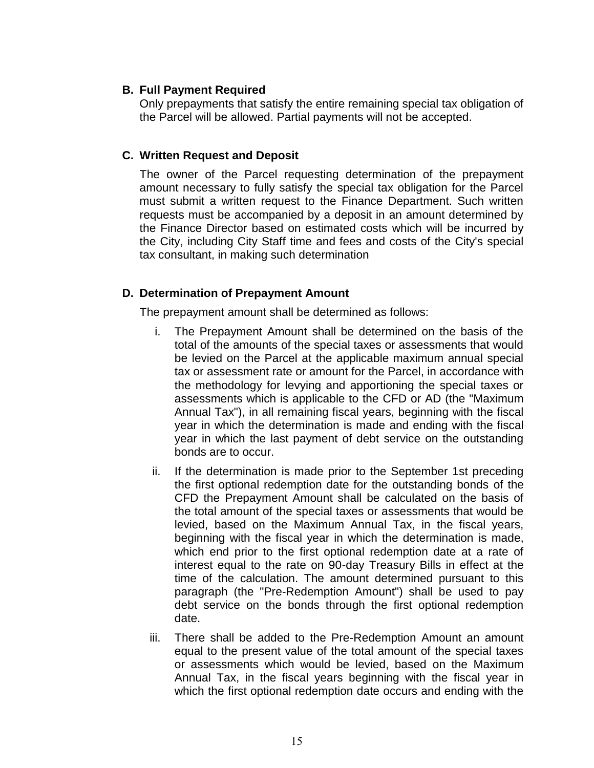### B. Full Payment Required

Only prepayments that satisfy the entire remaining special tax obligation of the Parcel will be allowed. Partial payments will not be accepted.

### C. Written Request and Deposit

The owner of the Parcel requesting determination of the prepayment amount necessary to fully satisfy the special tax obligation for the Parcel must submit a written request to the Finance Department. Such written requests must be accompanied by a deposit in an amount determined by the Finance Director based on estimated costs which will be incurred by the City, including City Staff time and fees and costs of the City's special tax consultant, in making such determination

### D. Determination of Prepayment Amount

The prepayment amount shall be determined as follows:

i. The Prepayment Amount shall be determined on the basis of the total of the amounts of the special taxes or assessments that would be levied on the Parcel at the applicable maximum annual special tax or assessment rate or amount for the Parcel, in accordance with the methodology for levying and apportioning the special taxes or assessments which is applicable to the CFD or AD (the "Maximum Annual Tax"), in all remaining fiscal years, beginning with the fiscal year in which the determination is made and ending with the fiscal year in which the last payment of debt service on the outstanding bonds are to occur.

ii. If the determination is made prior to the September 1st preceding the first optional redemption date for the outstanding bonds of the CFD the Prepayment Amount shall be calculated on the basis of the total amount of the special taxes or assessments that would be levied, based on the Maximum Annual Tax, in the fiscal years, beginning with the fiscal year in which the determination is made, which end prior to the first optional redemption date at a rate of interest equal to the rate on 90-day Treasury Bills in effect at the time of the calculation. The amount determined pursuant to this paragraph (the "Pre-Redemption Amount") shall be used to pay debt service on the bonds through the first optional redemption date.

iii. There shall be added to the Pre-Redemption Amount an amount equal to the present value of the total amount of the special taxes or assessments which would be levied, based on the Maximum Annual Tax, in the fiscal years beginning with the fiscal year in which the first optional redemption date occurs and ending with the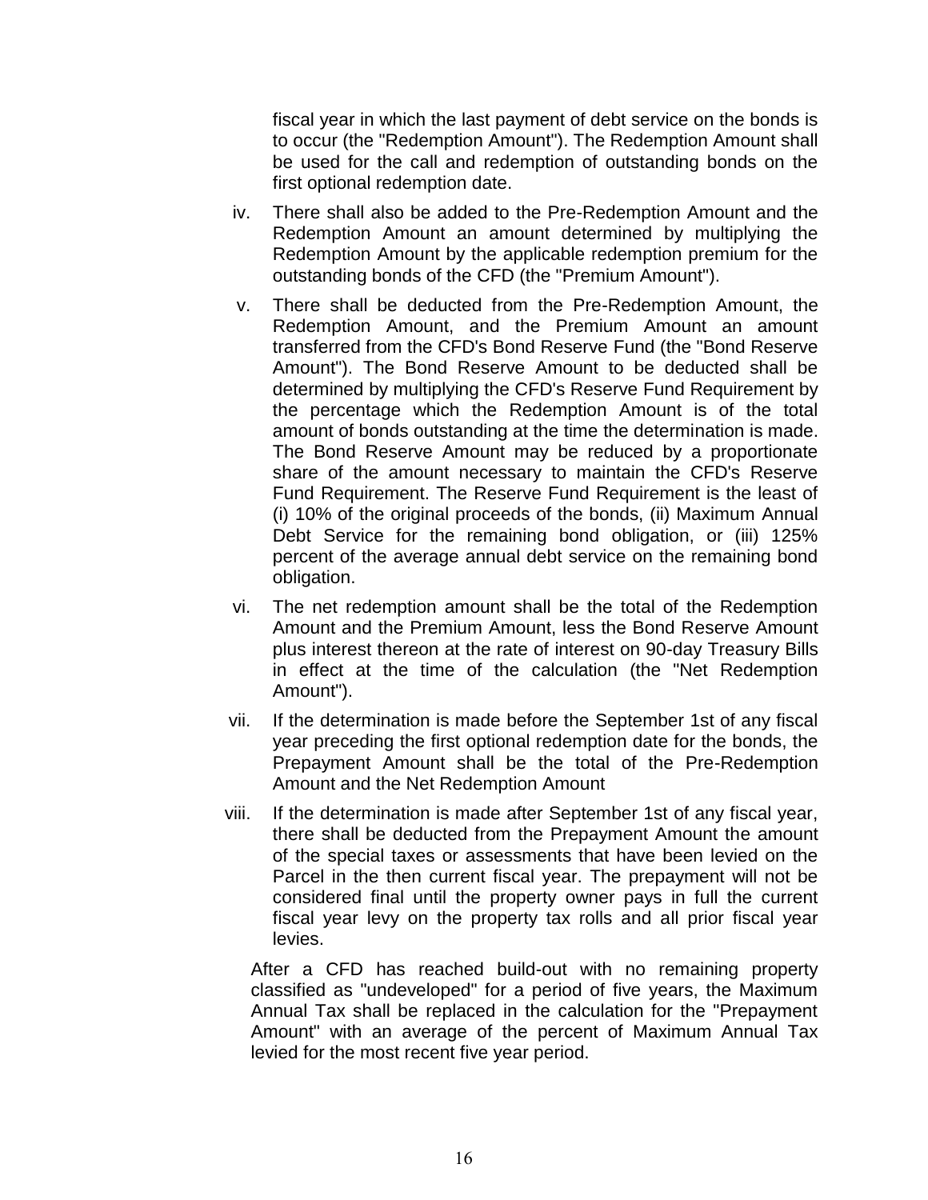fiscal year in which the last payment of debt service on the bonds is to occur (the "Redemption Amount"). The Redemption Amount shall be used for the call and redemption of outstanding bonds on the first optional redemption date.

iv. There shall also be added to the Pre-Redemption Amount and the Redemption Amount an amount determined by multiplying the Redemption Amount by the applicable redemption premium for the outstanding bonds of the CFD (the "Premium Amount").

v. There shall be deducted from the Pre-Redemption Amount, the Redemption Amount, and the Premium Amount an amount transferred from the CFD's Bond Reserve Fund (the "Bond Reserve Amount"). The Bond Reserve Amount to be deducted shall be determined by multiplying the CFD's Reserve Fund Requirement by the percentage which the Redemption Amount is of the total amount of bonds outstanding at the time the determination is made. The Bond Reserve Amount may be reduced by a proportionate share of the amount necessary to maintain the CFD's Reserve Fund Requirement. The Reserve Fund Requirement is the least of (i) 10% of the original proceeds of the bonds, (ii) Maximum Annual Debt Service for the remaining bond obligation, or (iii) 125% percent of the average annual debt service on the remaining bond obligation.

vi. The net redemption amount shall be the total of the Redemption Amount and the Premium Amount, less the Bond Reserve Amount plus interest thereon at the rate of interest on 90-day Treasury Bills in effect at the time of the calculation (the "Net Redemption Amount").

vii. If the determination is made before the September 1st of any fiscal year preceding the first optional redemption date for the bonds, the Prepayment Amount shall be the total of the Pre-Redemption Amount and the Net Redemption Amount

viii. If the determination is made after September 1st of any fiscal year, there shall be deducted from the Prepayment Amount the amount of the special taxes or assessments that have been levied on the Parcel in the then current fiscal year. The prepayment will not be considered final until the property owner pays in full the current fiscal year levy on the property tax rolls and all prior fiscal year levies.

After a CFD has reached build-out with no remaining property classified as "undeveloped" for a period of five years, the Maximum Annual Tax shall be replaced in the calculation for the "Prepayment Amount" with an average of the percent of Maximum Annual Tax levied for the most recent five year period.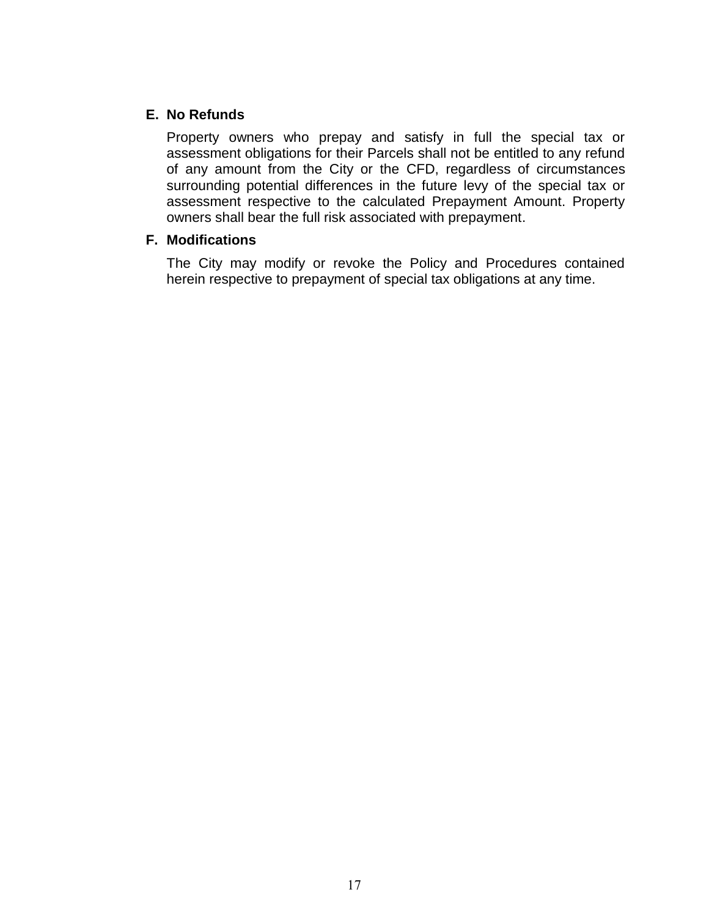**E. No Refunds**

Property owners who prepay and satisfy in full the special tax or assessment obligations for their Parcels shall not be entitled to any refund of any amount from the City or the CFD, regardless of circumstances surrounding potential differences in the future levy of the special tax or assessment respective to the calculated Prepayment Amount. Property owners shall bear the full risk associated with prepayment.

**F. Modifications**

The City may modify or revoke the Policy and Procedures contained herein respective to prepayment of special tax obligations at any time.